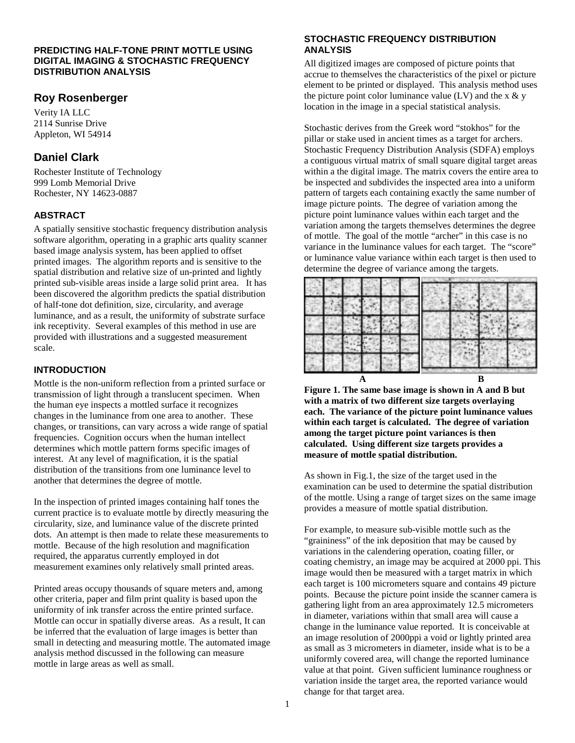# PREDICTING HALF-TONE PRINT MOTTLE USING DIGITAL IMAGING & STOCHASTIC FREQUENCY DISTRIBUTION ANALYSIS

## Roy Rosenberger

Verity IA LLC
2114 Sunrise Drive
Appleton, WI 54914

## Daniel Clark

Rochester Institute of Technology
999 Lomb Memorial Drive
Rochester, NY 14623-0887

### ABSTRACT

A spatially sensitive stochastic frequency distribution analysis software algorithm, operating in a graphic arts quality scanner based image analysis system, has been applied to offset printed images. The algorithm reports and is sensitive to the spatial distribution and relative size of un-printed and lightly printed sub-visible areas inside a large solid print area. It has been discovered the algorithm predicts the spatial distribution of half-tone dot definition, size, circularity, and average luminance, and as a result, the uniformity of substrate surface ink receptivity. Several examples of this method in use are provided with illustrations and a suggested measurement scale.

### INTRODUCTION

Mottle is the non-uniform reflection from a printed surface or transmission of light through a translucent specimen. When the human eye inspects a mottled surface it recognizes changes in the luminance from one area to another. These changes, or transitions, can vary across a wide range of spatial frequencies. Cognition occurs when the human intellect determines which mottle pattern forms specific images of interest. At any level of magnification, it is the spatial distribution of the transitions from one luminance level to another that determines the degree of mottle.

In the inspection of printed images containing half tones the current practice is to evaluate mottle by directly measuring the circularity, size, and luminance value of the discrete printed dots. An attempt is then made to relate these measurements to mottle. Because of the high resolution and magnification required, the apparatus currently employed in dot measurement examines only relatively small printed areas.

Printed areas occupy thousands of square meters and, among other criteria, paper and film print quality is based upon the uniformity of ink transfer across the entire printed surface. Mottle can occur in spatially diverse areas. As a result, It can be inferred that the evaluation of large images is better than small in detecting and measuring mottle. The automated image analysis method discussed in the following can measure mottle in large areas as well as small.

### STOCHASTIC FREQUENCY DISTRIBUTION ANALYSIS

All digitized images are composed of picture points that accrue to themselves the characteristics of the pixel or picture element to be printed or displayed. This analysis method uses the picture point color luminance value (LV) and the x & y location in the image in a special statistical analysis.

Stochastic derives from the Greek word "stokhos" for the pillar or stake used in ancient times as a target for archers. Stochastic Frequency Distribution Analysis (SDFA) employs a contiguous virtual matrix of small square digital target areas within a the digital image. The matrix covers the entire area to be inspected and subdivides the inspected area into a uniform pattern of targets each containing exactly the same number of image picture points. The degree of variation among the picture point luminance values within each target and the variation among the targets themselves determines the degree of mottle. The goal of the mottle "archer" in this case is no variance in the luminance values for each target. The "score" or luminance value variance within each target is then used to determine the degree of variance among the targets.

A B

**Figure 1. The same base image is shown in A and B but with a matrix of two different size targets overlaying each. The variance of the picture point luminance values within each target is calculated. The degree of variation among the target picture point variances is then calculated. Using different size targets provides a measure of mottle spatial distribution.**

As shown in Fig.1, the size of the target used in the examination can be used to determine the spatial distribution of the mottle. Using a range of target sizes on the same image provides a measure of mottle spatial distribution.

For example, to measure sub-visible mottle such as the "graininess" of the ink deposition that may be caused by variations in the calendering operation, coating filler, or coating chemistry, an image may be acquired at 2000 ppi. This image would then be measured with a target matrix in which each target is 100 micrometers square and contains 49 picture points. Because the picture point inside the scanner camera is gathering light from an area approximately 12.5 micrometers in diameter, variations within that small area will cause a change in the luminance value reported. It is conceivable at an image resolution of 2000ppi a void or lightly printed area as small as 3 micrometers in diameter, inside what is to be a uniformly covered area, will change the reported luminance value at that point. Given sufficient luminance roughness or variation inside the target area, the reported variance would change for that target area.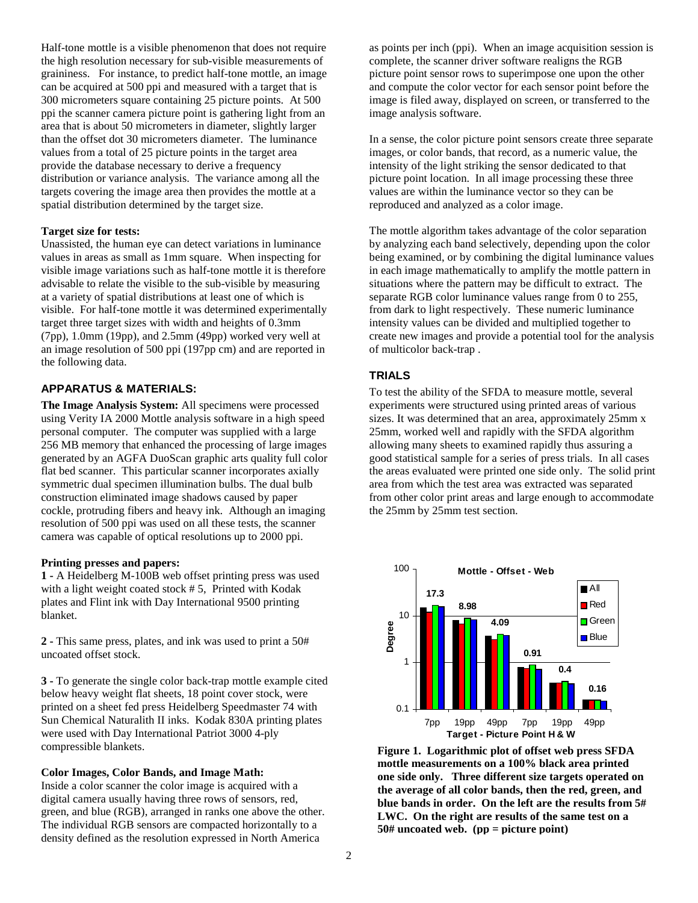Half-tone mottle is a visible phenomenon that does not require the high resolution necessary for sub-visible measurements of graininess. For instance, to predict half-tone mottle, an image can be acquired at 500 ppi and measured with a target that is 300 micrometers square containing 25 picture points. At 500 ppi the scanner camera picture point is gathering light from an area that is about 50 micrometers in diameter, slightly larger than the offset dot 30 micrometers diameter. The luminance values from a total of 25 picture points in the target area provide the database necessary to derive a frequency distribution or variance analysis. The variance among all the targets covering the image area then provides the mottle at a spatial distribution determined by the target size.

**Target size for tests:**
Unassisted, the human eye can detect variations in luminance values in areas as small as 1mm square. When inspecting for visible image variations such as half-tone mottle it is therefore advisable to relate the visible to the sub-visible by measuring at a variety of spatial distributions at least one of which is visible. For half-tone mottle it was determined experimentally target three target sizes with width and heights of 0.3mm (7pp), 1.0mm (19pp), and 2.5mm (49pp) worked very well at an image resolution of 500 ppi (197pp cm) and are reported in the following data.

## APPARATUS & MATERIALS:

**The Image Analysis System:** All specimens were processed using Verity IA 2000 Mottle analysis software in a high speed personal computer. The computer was supplied with a large 256 MB memory that enhanced the processing of large images generated by an AGFA DuoScan graphic arts quality full color flat bed scanner. This particular scanner incorporates axially symmetric dual specimen illumination bulbs. The dual bulb construction eliminated image shadows caused by paper cockle, protruding fibers and heavy ink. Although an imaging resolution of 500 ppi was used on all these tests, the scanner camera was capable of optical resolutions up to 2000 ppi.

**Printing presses and papers:**

**1 -** A Heidelberg M-100B web offset printing press was used with a light weight coated stock # 5, Printed with Kodak plates and Flint ink with Day International 9500 printing blanket.

**2 -** This same press, plates, and ink was used to print a 50# uncoated offset stock.

**3 -** To generate the single color back-trap mottle example cited below heavy weight flat sheets, 18 point cover stock, were printed on a sheet fed press Heidelberg Speedmaster 74 with Sun Chemical Naturalith II inks. Kodak 830A printing plates were used with Day International Patriot 3000 4-ply compressible blankets.

**Color Images, Color Bands, and Image Math:**
Inside a color scanner the color image is acquired with a digital camera usually having three rows of sensors, red, green, and blue (RGB), arranged in ranks one above the other. The individual RGB sensors are compacted horizontally to a density defined as the resolution expressed in North America as points per inch (ppi). When an image acquisition session is complete, the scanner driver software realigns the RGB picture point sensor rows to superimpose one upon the other and compute the color vector for each sensor point before the image is filed away, displayed on screen, or transferred to the image analysis software.

In a sense, the color picture point sensors create three separate images, or color bands, that record, as a numeric value, the intensity of the light striking the sensor dedicated to that picture point location. In all image processing these three values are within the luminance vector so they can be reproduced and analyzed as a color image.

The mottle algorithm takes advantage of the color separation by analyzing each band selectively, depending upon the color being examined, or by combining the digital luminance values in each image mathematically to amplify the mottle pattern in situations where the pattern may be difficult to extract. The separate RGB color luminance values range from 0 to 255, from dark to light respectively. These numeric luminance intensity values can be divided and multiplied together to create new images and provide a potential tool for the analysis of multicolor back-trap .

## TRIALS

To test the ability of the SFDA to measure mottle, several experiments were structured using printed areas of various sizes. It was determined that an area, approximately 25mm x 25mm, worked well and rapidly with the SFDA algorithm allowing many sheets to examined rapidly thus assuring a good statistical sample for a series of press trials. In all cases the areas evaluated were printed one side only. The solid print area from which the test area was extracted was separated from other color print areas and large enough to accommodate the 25mm by 25mm test section.

**Figure 1. Logarithmic plot of offset web press SFDA mottle measurements on a 100% black area printed one side only. Three different size targets operated on the average of all color bands, then the red, green, and blue bands in order. On the left are the results from 5# LWC. On the right are results of the same test on a 50# uncoated web. (pp = picture point)**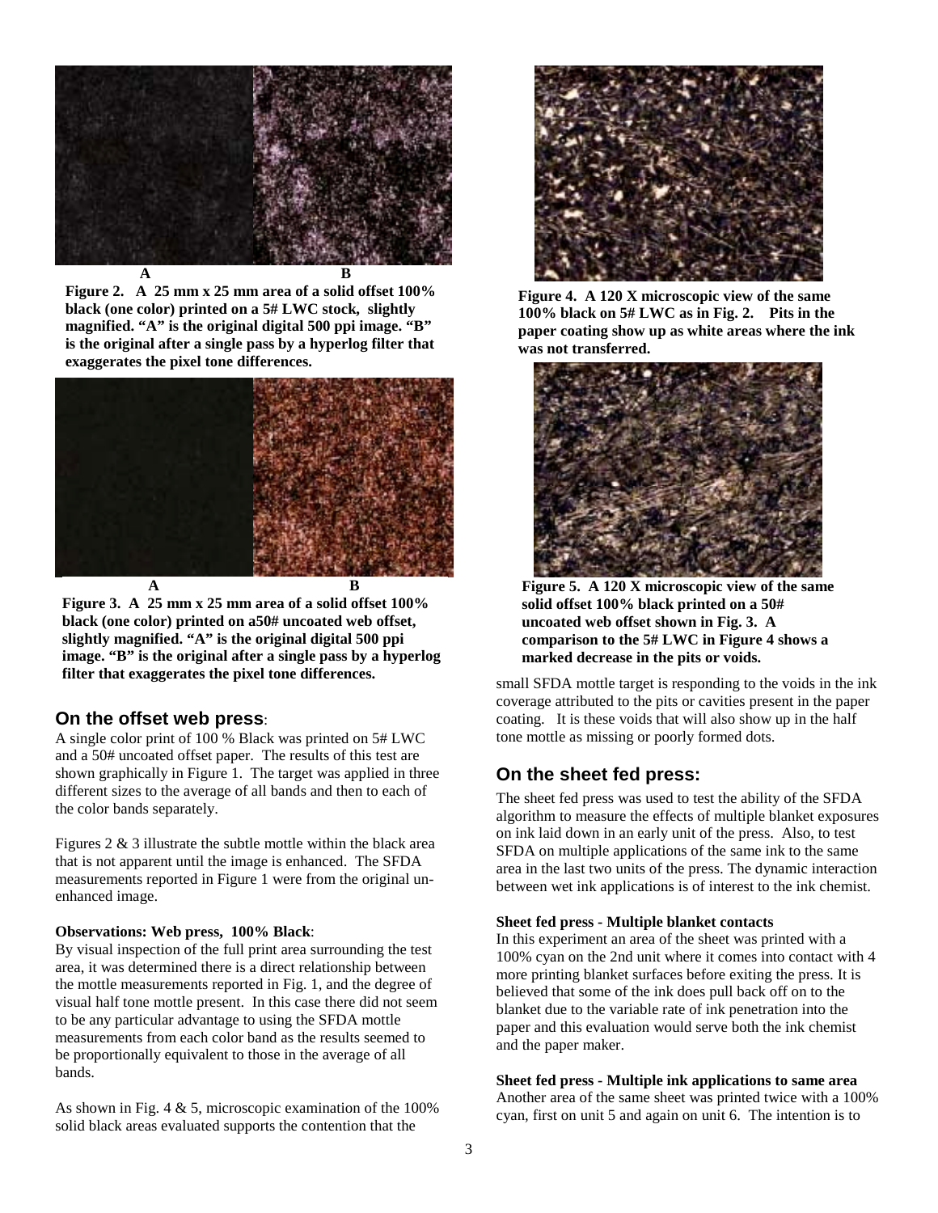A B

**Figure 2. A 25 mm x 25 mm area of a solid offset 100% black (one color) printed on a 5# LWC stock, slightly magnified. "A" is the original digital 500 ppi image. "B" is the original after a single pass by a hyperlog filter that exaggerates the pixel tone differences.**

A B

**Figure 3. A 25 mm x 25 mm area of a solid offset 100% black (one color) printed on a50# uncoated web offset, slightly magnified. "A" is the original digital 500 ppi image. "B" is the original after a single pass by a hyperlog filter that exaggerates the pixel tone differences.**

## On the offset web press:

A single color print of 100 % Black was printed on 5# LWC and a 50# uncoated offset paper. The results of this test are shown graphically in Figure 1. The target was applied in three different sizes to the average of all bands and then to each of the color bands separately.

Figures 2 & 3 illustrate the subtle mottle within the black area that is not apparent until the image is enhanced. The SFDA measurements reported in Figure 1 were from the original un-enhanced image.

**Observations: Web press, 100% Black**:

By visual inspection of the full print area surrounding the test area, it was determined there is a direct relationship between the mottle measurements reported in Fig. 1, and the degree of visual half tone mottle present. In this case there did not seem to be any particular advantage to using the SFDA mottle measurements from each color band as the results seemed to be proportionally equivalent to those in the average of all bands.

As shown in Fig. 4 & 5, microscopic examination of the 100% solid black areas evaluated supports the contention that the small SFDA mottle target is responding to the voids in the ink coverage attributed to the pits or cavities present in the paper coating. It is these voids that will also show up in the half tone mottle as missing or poorly formed dots.

**Figure 4. A 120 X microscopic view of the same 100% black on 5# LWC as in Fig. 2. Pits in the paper coating show up as white areas where the ink was not transferred.**

**Figure 5. A 120 X microscopic view of the same solid offset 100% black printed on a 50# uncoated web offset shown in Fig. 3. A comparison to the 5# LWC in Figure 4 shows a marked decrease in the pits or voids.**

## On the sheet fed press:

The sheet fed press was used to test the ability of the SFDA algorithm to measure the effects of multiple blanket exposures on ink laid down in an early unit of the press. Also, to test SFDA on multiple applications of the same ink to the same area in the last two units of the press. The dynamic interaction between wet ink applications is of interest to the ink chemist.

**Sheet fed press - Multiple blanket contacts**

In this experiment an area of the sheet was printed with a 100% cyan on the 2nd unit where it comes into contact with 4 more printing blanket surfaces before exiting the press. It is believed that some of the ink does pull back off on to the blanket due to the variable rate of ink penetration into the paper and this evaluation would serve both the ink chemist and the paper maker.

**Sheet fed press - Multiple ink applications to same area**

Another area of the same sheet was printed twice with a 100% cyan, first on unit 5 and again on unit 6. The intention is to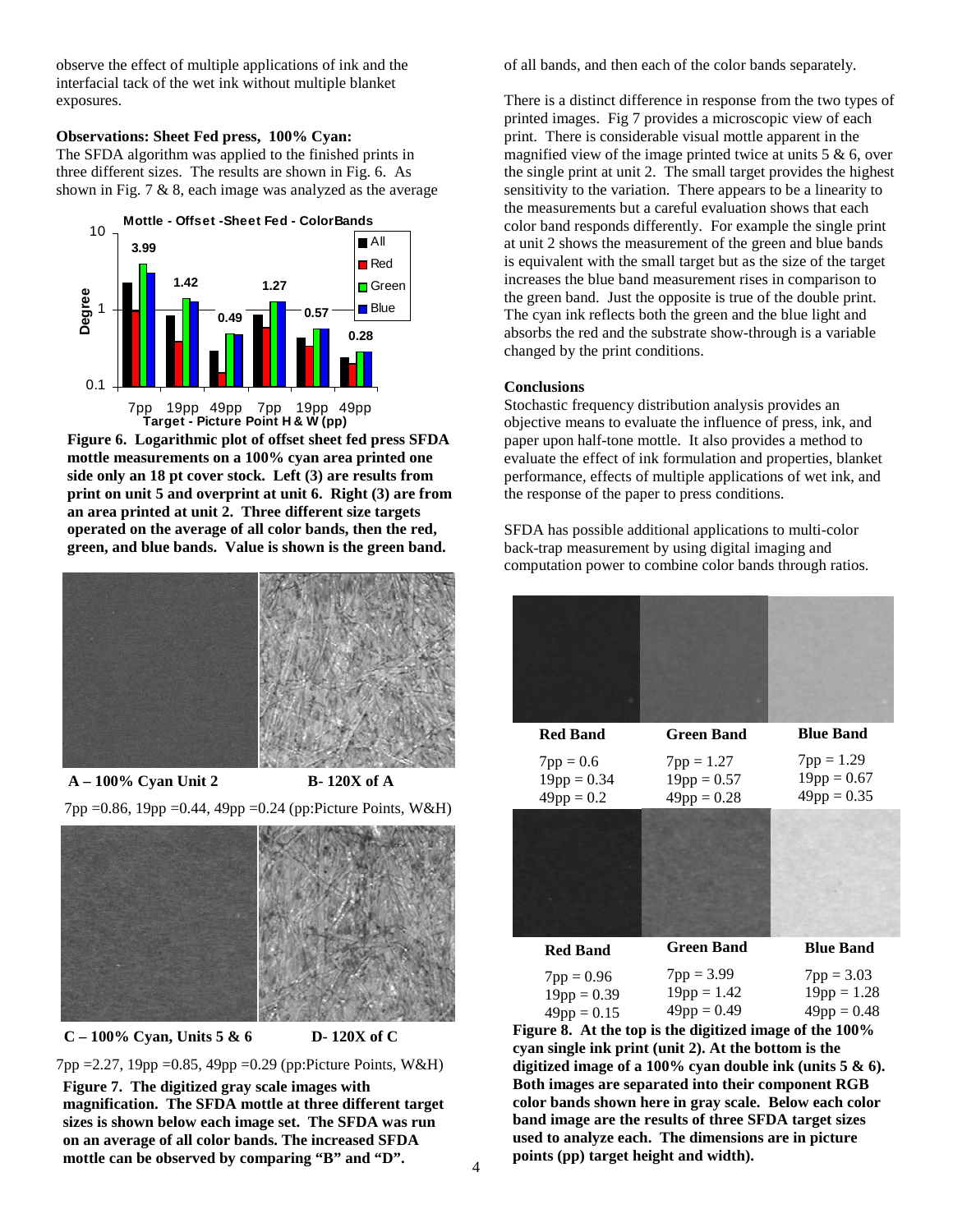observe the effect of multiple applications of ink and the interfacial tack of the wet ink without multiple blanket exposures.

**Observations: Sheet Fed press, 100% Cyan:**

The SFDA algorithm was applied to the finished prints in three different sizes. The results are shown in Fig. 6. As shown in Fig. 7 & 8, each image was analyzed as the average of all bands, and then each of the color bands separately.

Mottle - Offset -Sheet Fed - ColorBands

Degree

10

1

0.1

3.99

1.42

0.49

1.27

0.57

0.28

All

Red

Green

Blue

7pp 19pp 49pp 7pp 19pp 49pp

Target - Picture Point H & W (pp)

**Figure 6. Logarithmic plot of offset sheet fed press SFDA mottle measurements on a 100% cyan area printed one side only an 18 pt cover stock. Left (3) are results from print on unit 5 and overprint at unit 6. Right (3) are from an area printed at unit 2. Three different size targets operated on the average of all color bands, then the red, green, and blue bands. Value is shown is the green band.**

**A – 100% Cyan Unit 2** **B- 120X of A**

7pp =0.86, 19pp =0.44, 49pp =0.24 (pp:Picture Points, W&H)

**C – 100% Cyan, Units 5 & 6** **D- 120X of C**

7pp =2.27, 19pp =0.85, 49pp =0.29 (pp:Picture Points, W&H)

**Figure 7. The digitized gray scale images with magnification. The SFDA mottle at three different target sizes is shown below each image set. The SFDA was run on an average of all color bands. The increased SFDA mottle can be observed by comparing "B" and "D".**

There is a distinct difference in response from the two types of printed images. Fig 7 provides a microscopic view of each print. There is considerable visual mottle apparent in the magnified view of the image printed twice at units 5 & 6, over the single print at unit 2. The small target provides the highest sensitivity to the variation. There appears to be a linearity to the measurements but a careful evaluation shows that each color band responds differently. For example the single print at unit 2 shows the measurement of the green and blue bands is equivalent with the small target but as the size of the target increases the blue band measurement rises in comparison to the green band. Just the opposite is true of the double print. The cyan ink reflects both the green and the blue light and absorbs the red and the substrate show-through is a variable changed by the print conditions.

## Conclusions

Stochastic frequency distribution analysis provides an objective means to evaluate the influence of press, ink, and paper upon half-tone mottle. It also provides a method to evaluate the effect of ink formulation and properties, blanket performance, effects of multiple applications of wet ink, and the response of the paper to press conditions.

SFDA has possible additional applications to multi-color back-trap measurement by using digital imaging and computation power to combine color bands through ratios.

| Red Band | Green Band | Blue Band |
|---|---|---|
| 7pp = 0.6 | 7pp = 1.27 | 7pp = 1.29 |
| 19pp = 0.34 | 19pp = 0.57 | 19pp = 0.67 |
| 49pp = 0.2 | 49pp = 0.28 | 49pp = 0.35 |

| Red Band | Green Band | Blue Band |
|---|---|---|
| 7pp = 0.96 | 7pp = 3.99 | 7pp = 3.03 |
| 19pp = 0.39 | 19pp = 1.42 | 19pp = 1.28 |
| 49pp = 0.15 | 49pp = 0.49 | 49pp = 0.48 |

**Figure 8. At the top is the digitized image of the 100% cyan single ink print (unit 2). At the bottom is the digitized image of a 100% cyan double ink (units 5 & 6). Both images are separated into their component RGB color bands shown here in gray scale. Below each color band image are the results of three SFDA target sizes used to analyze each. The dimensions are in picture points (pp) target height and width).**